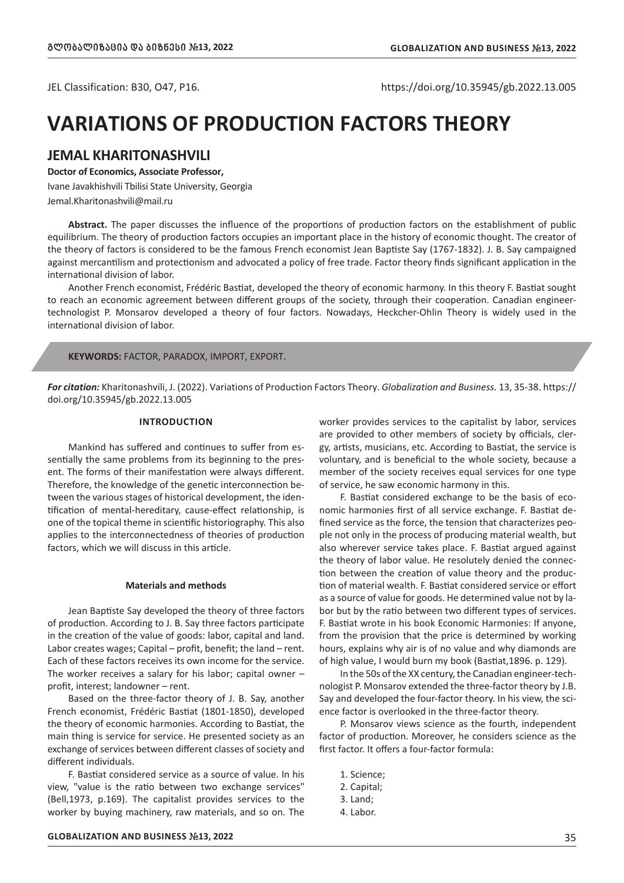JEL Classification: B30, O47, P16.

https://doi.org/10.35945/gb.2022.13.005

# VARIATIONS OF PRODUCTION FACTORS THEORY

## JEMAL KHARITONASHVILI

**Doctor of Economics, Associate Professor,**

Ivane Javakhishvili Tbilisi State University, Georgia

Jemal.Kharitonashvili@mail.ru

**Abstract.** The paper discusses the influence of the proportions of production factors on the establishment of public equilibrium. The theory of production factors occupies an important place in the history of economic thought. The creator of the theory of factors is considered to be the famous French economist Jean Baptiste Say (1767-1832). J. B. Say campaigned against mercantilism and protectionism and advocated a policy of free trade. Factor theory finds significant application in the international division of labor.

Another French economist, Frédéric Bastiat, developed the theory of economic harmony. In this theory F. Bastiat sought to reach an economic agreement between different groups of the society, through their cooperation. Canadian engineer-technologist P. Monsarov developed a theory of four factors. Nowadays, Heckcher-Ohlin Theory is widely used in the international division of labor.

**KEYWORDS:** FACTOR, PARADOX, IMPORT, EXPORT.

***For citation:*** Kharitonashvili, J. (2022). Variations of Production Factors Theory. *Globalization and Business.* 13, 35-38. https://doi.org/10.35945/gb.2022.13.005

### INTRODUCTION

Mankind has suffered and continues to suffer from essentially the same problems from its beginning to the present. The forms of their manifestation were always different. Therefore, the knowledge of the genetic interconnection between the various stages of historical development, the identification of mental-hereditary, cause-effect relationship, is one of the topical theme in scientific historiography. This also applies to the interconnectedness of theories of production factors, which we will discuss in this article.

### Materials and methods

Jean Baptiste Say developed the theory of three factors of production. According to J. B. Say three factors participate in the creation of the value of goods: labor, capital and land. Labor creates wages; Capital – profit, benefit; the land – rent. Each of these factors receives its own income for the service. The worker receives a salary for his labor; capital owner – profit, interest; landowner – rent.

Based on the three-factor theory of J. B. Say, another French economist, Frédéric Bastiat (1801-1850), developed the theory of economic harmonies. According to Bastiat, the main thing is service for service. He presented society as an exchange of services between different classes of society and different individuals.

F. Bastiat considered service as a source of value. In his view, "value is the ratio between two exchange services" (Bell,1973, p.169). The capitalist provides services to the worker by buying machinery, raw materials, and so on. The worker provides services to the capitalist by labor, services are provided to other members of society by officials, clergy, artists, musicians, etc. According to Bastiat, the service is voluntary, and is beneficial to the whole society, because a member of the society receives equal services for one type of service, he saw economic harmony in this.

F. Bastiat considered exchange to be the basis of economic harmonies first of all service exchange. F. Bastiat defined service as the force, the tension that characterizes people not only in the process of producing material wealth, but also wherever service takes place. F. Bastiat argued against the theory of labor value. He resolutely denied the connection between the creation of value theory and the production of material wealth. F. Bastiat considered service or effort as a source of value for goods. He determined value not by labor but by the ratio between two different types of services. F. Bastiat wrote in his book Economic Harmonies: If anyone, from the provision that the price is determined by working hours, explains why air is of no value and why diamonds are of high value, I would burn my book (Bastiat,1896. p. 129).

In the 50s of the XX century, the Canadian engineer-technologist P. Monsarov extended the three-factor theory by J.B. Say and developed the four-factor theory. In his view, the science factor is overlooked in the three-factor theory.

P. Monsarov views science as the fourth, independent factor of production. Moreover, he considers science as the first factor. It offers a four-factor formula:

1. Science;
2. Capital;
3. Land;
4. Labor.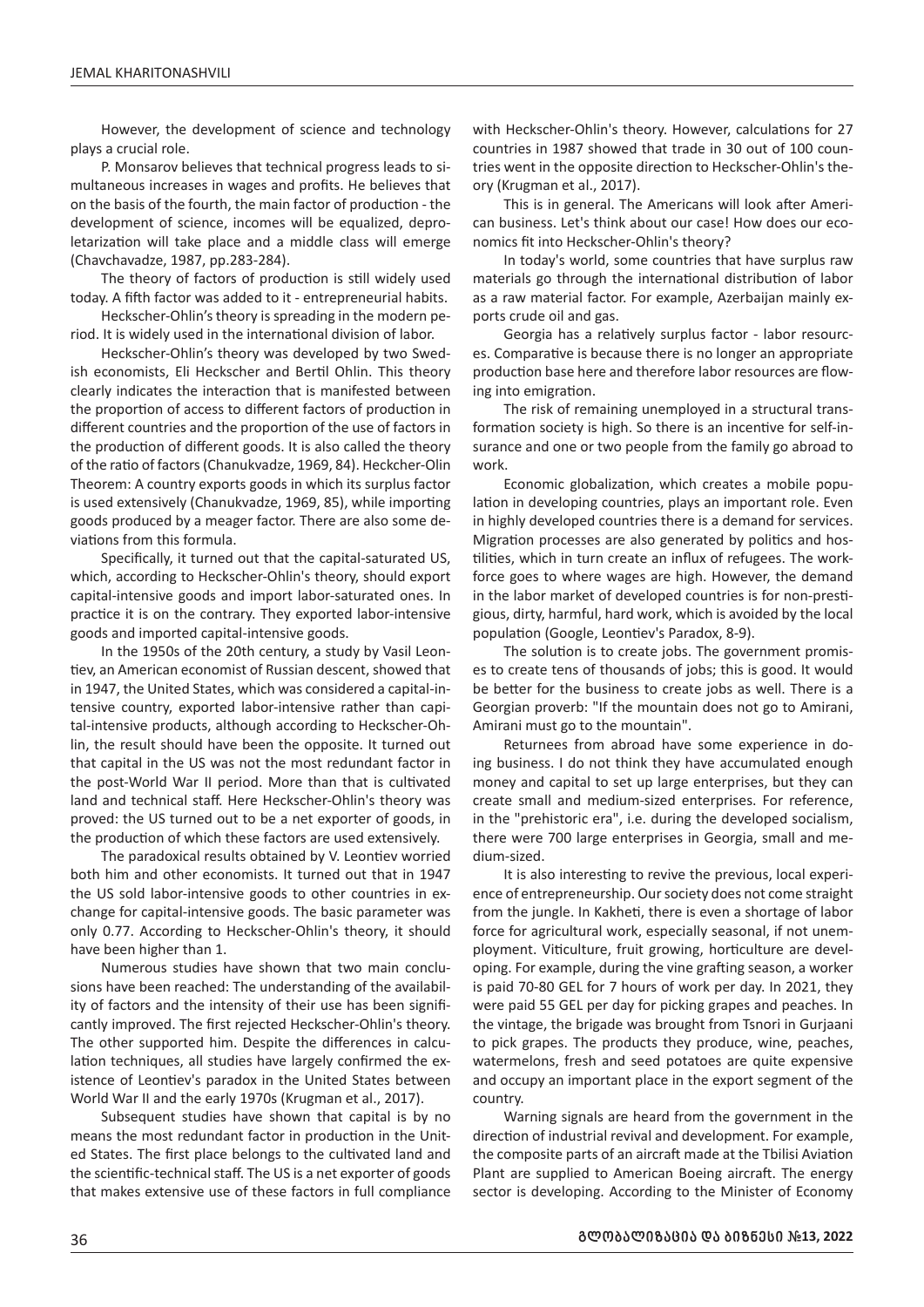However, the development of science and technology plays a crucial role.

P. Monsarov believes that technical progress leads to simultaneous increases in wages and profits. He believes that on the basis of the fourth, the main factor of production - the development of science, incomes will be equalized, deproletarization will take place and a middle class will emerge (Chavchavadze, 1987, pp.283-284).

The theory of factors of production is still widely used today. A fifth factor was added to it - entrepreneurial habits.

Heckscher-Ohlin's theory is spreading in the modern period. It is widely used in the international division of labor.

Heckscher-Ohlin's theory was developed by two Swedish economists, Eli Heckscher and Bertil Ohlin. This theory clearly indicates the interaction that is manifested between the proportion of access to different factors of production in different countries and the proportion of the use of factors in the production of different goods. It is also called the theory of the ratio of factors (Chanukvadze, 1969, 84). Heckcher-Olin Theorem: A country exports goods in which its surplus factor is used extensively (Chanukvadze, 1969, 85), while importing goods produced by a meager factor. There are also some deviations from this formula.

Specifically, it turned out that the capital-saturated US, which, according to Heckscher-Ohlin's theory, should export capital-intensive goods and import labor-saturated ones. In practice it is on the contrary. They exported labor-intensive goods and imported capital-intensive goods.

In the 1950s of the 20th century, a study by Vasil Leontiev, an American economist of Russian descent, showed that in 1947, the United States, which was considered a capital-intensive country, exported labor-intensive rather than capital-intensive products, although according to Heckscher-Ohlin, the result should have been the opposite. It turned out that capital in the US was not the most redundant factor in the post-World War II period. More than that is cultivated land and technical staff. Here Heckscher-Ohlin's theory was proved: the US turned out to be a net exporter of goods, in the production of which these factors are used extensively.

The paradoxical results obtained by V. Leontiev worried both him and other economists. It turned out that in 1947 the US sold labor-intensive goods to other countries in exchange for capital-intensive goods. The basic parameter was only 0.77. According to Heckscher-Ohlin's theory, it should have been higher than 1.

Numerous studies have shown that two main conclusions have been reached: The understanding of the availability of factors and the intensity of their use has been significantly improved. The first rejected Heckscher-Ohlin's theory. The other supported him. Despite the differences in calculation techniques, all studies have largely confirmed the existence of Leontiev's paradox in the United States between World War II and the early 1970s (Krugman et al., 2017).

Subsequent studies have shown that capital is by no means the most redundant factor in production in the United States. The first place belongs to the cultivated land and the scientific-technical staff. The US is a net exporter of goods that makes extensive use of these factors in full compliance with Heckscher-Ohlin's theory. However, calculations for 27 countries in 1987 showed that trade in 30 out of 100 countries went in the opposite direction to Heckscher-Ohlin's theory (Krugman et al., 2017).

This is in general. The Americans will look after American business. Let's think about our case! How does our economics fit into Heckscher-Ohlin's theory?

In today's world, some countries that have surplus raw materials go through the international distribution of labor as a raw material factor. For example, Azerbaijan mainly exports crude oil and gas.

Georgia has a relatively surplus factor - labor resources. Comparative is because there is no longer an appropriate production base here and therefore labor resources are flowing into emigration.

The risk of remaining unemployed in a structural transformation society is high. So there is an incentive for self-insurance and one or two people from the family go abroad to work.

Economic globalization, which creates a mobile population in developing countries, plays an important role. Even in highly developed countries there is a demand for services. Migration processes are also generated by politics and hostilities, which in turn create an influx of refugees. The workforce goes to where wages are high. However, the demand in the labor market of developed countries is for non-prestigious, dirty, harmful, hard work, which is avoided by the local population (Google, Leontiev's Paradox, 8-9).

The solution is to create jobs. The government promises to create tens of thousands of jobs; this is good. It would be better for the business to create jobs as well. There is a Georgian proverb: "If the mountain does not go to Amirani, Amirani must go to the mountain".

Returnees from abroad have some experience in doing business. I do not think they have accumulated enough money and capital to set up large enterprises, but they can create small and medium-sized enterprises. For reference, in the "prehistoric era", i.e. during the developed socialism, there were 700 large enterprises in Georgia, small and medium-sized.

It is also interesting to revive the previous, local experience of entrepreneurship. Our society does not come straight from the jungle. In Kakheti, there is even a shortage of labor force for agricultural work, especially seasonal, if not unemployment. Viticulture, fruit growing, horticulture are developing. For example, during the vine grafting season, a worker is paid 70-80 GEL for 7 hours of work per day. In 2021, they were paid 55 GEL per day for picking grapes and peaches. In the vintage, the brigade was brought from Tsnori in Gurjaani to pick grapes. The products they produce, wine, peaches, watermelons, fresh and seed potatoes are quite expensive and occupy an important place in the export segment of the country.

Warning signals are heard from the government in the direction of industrial revival and development. For example, the composite parts of an aircraft made at the Tbilisi Aviation Plant are supplied to American Boeing aircraft. The energy sector is developing. According to the Minister of Economy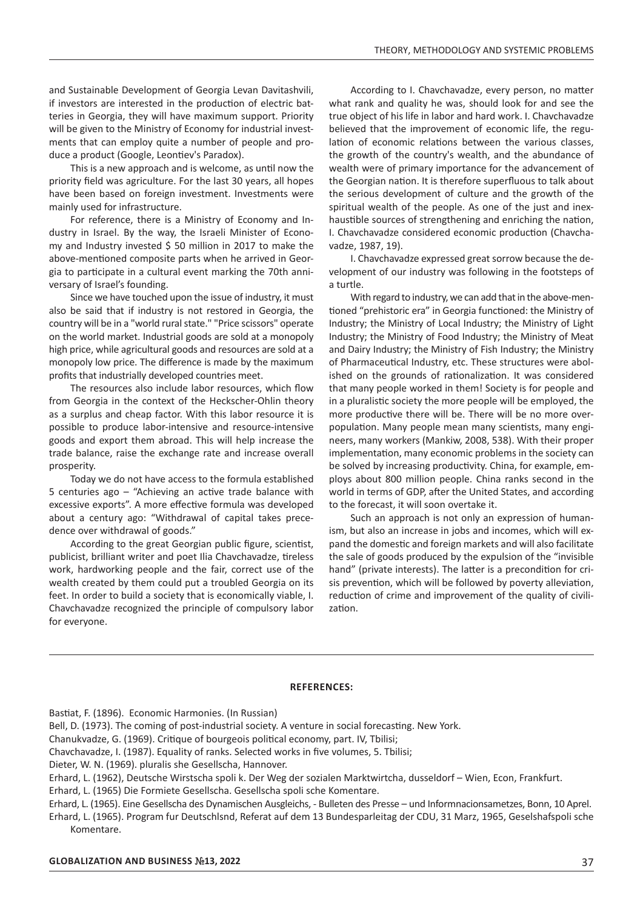and Sustainable Development of Georgia Levan Davitashvili, if investors are interested in the production of electric batteries in Georgia, they will have maximum support. Priority will be given to the Ministry of Economy for industrial investments that can employ quite a number of people and produce a product (Google, Leontiev's Paradox).

This is a new approach and is welcome, as until now the priority field was agriculture. For the last 30 years, all hopes have been based on foreign investment. Investments were mainly used for infrastructure.

For reference, there is a Ministry of Economy and Industry in Israel. By the way, the Israeli Minister of Economy and Industry invested $ 50 million in 2017 to make the above-mentioned composite parts when he arrived in Georgia to participate in a cultural event marking the 70th anniversary of Israel's founding.

Since we have touched upon the issue of industry, it must also be said that if industry is not restored in Georgia, the country will be in a "world rural state." "Price scissors" operate on the world market. Industrial goods are sold at a monopoly high price, while agricultural goods and resources are sold at a monopoly low price. The difference is made by the maximum profits that industrially developed countries meet.

The resources also include labor resources, which flow from Georgia in the context of the Heckscher-Ohlin theory as a surplus and cheap factor. With this labor resource it is possible to produce labor-intensive and resource-intensive goods and export them abroad. This will help increase the trade balance, raise the exchange rate and increase overall prosperity.

Today we do not have access to the formula established 5 centuries ago – "Achieving an active trade balance with excessive exports". A more effective formula was developed about a century ago: "Withdrawal of capital takes precedence over withdrawal of goods."

According to the great Georgian public figure, scientist, publicist, brilliant writer and poet Ilia Chavchavadze, tireless work, hardworking people and the fair, correct use of the wealth created by them could put a troubled Georgia on its feet. In order to build a society that is economically viable, I. Chavchavadze recognized the principle of compulsory labor for everyone.

According to I. Chavchavadze, every person, no matter what rank and quality he was, should look for and see the true object of his life in labor and hard work. I. Chavchavadze believed that the improvement of economic life, the regulation of economic relations between the various classes, the growth of the country's wealth, and the abundance of wealth were of primary importance for the advancement of the Georgian nation. It is therefore superfluous to talk about the serious development of culture and the growth of the spiritual wealth of the people. As one of the just and inexhaustible sources of strengthening and enriching the nation, I. Chavchavadze considered economic production (Chavchavadze, 1987, 19).

I. Chavchavadze expressed great sorrow because the development of our industry was following in the footsteps of a turtle.

With regard to industry, we can add that in the above-mentioned "prehistoric era" in Georgia functioned: the Ministry of Industry; the Ministry of Local Industry; the Ministry of Light Industry; the Ministry of Food Industry; the Ministry of Meat and Dairy Industry; the Ministry of Fish Industry; the Ministry of Pharmaceutical Industry, etc. These structures were abolished on the grounds of rationalization. It was considered that many people worked in them! Society is for people and in a pluralistic society the more people will be employed, the more productive there will be. There will be no more overpopulation. Many people mean many scientists, many engineers, many workers (Mankiw, 2008, 538). With their proper implementation, many economic problems in the society can be solved by increasing productivity. China, for example, employs about 800 million people. China ranks second in the world in terms of GDP, after the United States, and according to the forecast, it will soon overtake it.

Such an approach is not only an expression of humanism, but also an increase in jobs and incomes, which will expand the domestic and foreign markets and will also facilitate the sale of goods produced by the expulsion of the "invisible hand" (private interests). The latter is a precondition for crisis prevention, which will be followed by poverty alleviation, reduction of crime and improvement of the quality of civilization.

**REFERENCES:**

Bastiat, F. (1896). Economic Harmonies. (In Russian)

Bell, D. (1973). The coming of post-industrial society. A venture in social forecasting. New York.

Chanukvadze, G. (1969). Critique of bourgeois political economy, part. IV, Tbilisi;

Chavchavadze, I. (1987). Equality of ranks. Selected works in five volumes, 5. Tbilisi;

Dieter, W. N. (1969). pluralis she Gesellscha, Hannover.

Erhard, L. (1962), Deutsche Wirstscha spoli k. Der Weg der sozialen Marktwirtcha, dusseldorf – Wien, Econ, Frankfurt.

Erhard, L. (1965) Die Formiete Gesellscha. Gesellscha spoli sche Komentare.

Erhard, L. (1965). Eine Gesellscha des Dynamischen Ausgleichs, - Bulleten des Presse – und Informnacionsametzes, Bonn, 10 Aprel.

Erhard, L. (1965). Program fur Deutschlsnd, Referat auf dem 13 Bundesparleitag der CDU, 31 Marz, 1965, Geselshafspoli sche Komentare.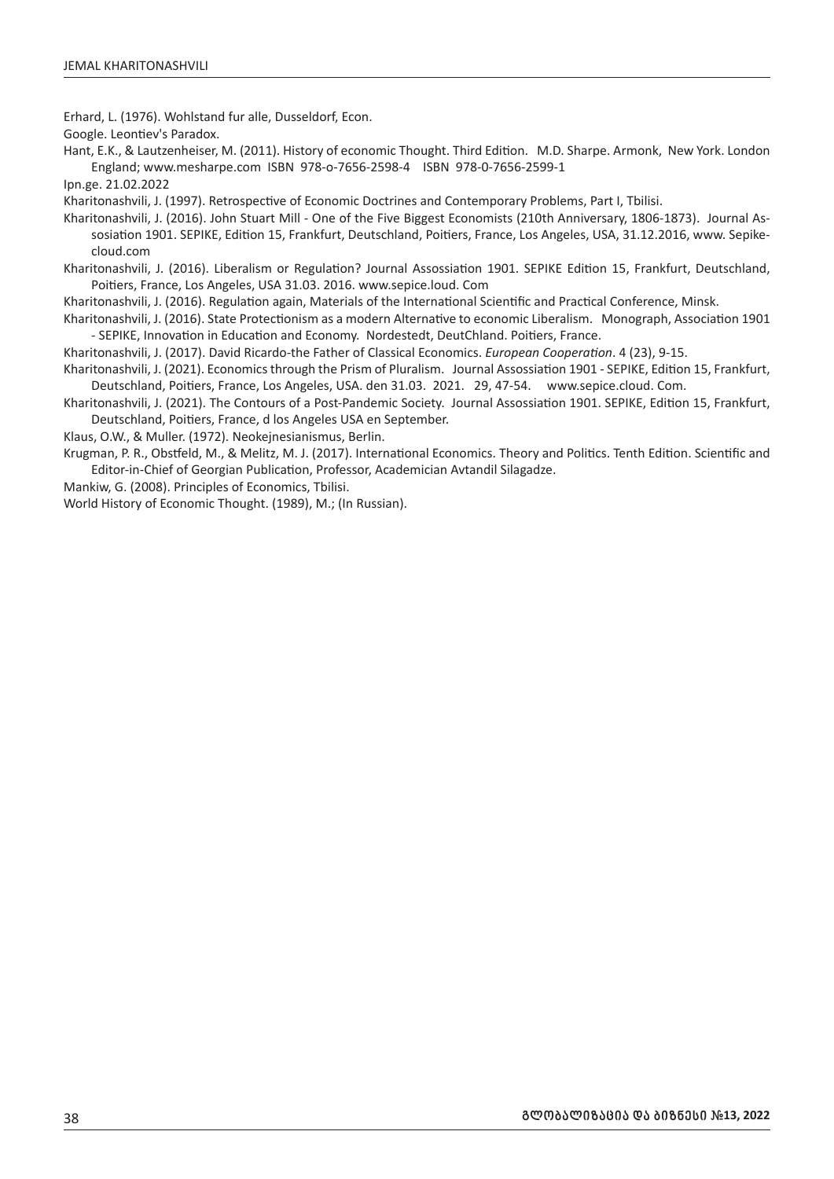Erhard, L. (1976). Wohlstand fur alle, Dusseldorf, Econ.

Google. Leontiev's Paradox.

Hant, E.K., & Lautzenheiser, M. (2011). History of economic Thought. Third Edition. M.D. Sharpe. Armonk, New York. London England; www.mesharpe.com ISBN 978-o-7656-2598-4 ISBN 978-0-7656-2599-1

Ipn.ge. 21.02.2022

Kharitonashvili, J. (1997). Retrospective of Economic Doctrines and Contemporary Problems, Part I, Tbilisi.

Kharitonashvili, J. (2016). John Stuart Mill - One of the Five Biggest Economists (210th Anniversary, 1806-1873). Journal Assosiation 1901. SEPIKE, Edition 15, Frankfurt, Deutschland, Poitiers, France, Los Angeles, USA, 31.12.2016, www. Sepike-cloud.com

Kharitonashvili, J. (2016). Liberalism or Regulation? Journal Assossiation 1901. SEPIKE Edition 15, Frankfurt, Deutschland, Poitiers, France, Los Angeles, USA 31.03. 2016. www.sepice.loud. Com

Kharitonashvili, J. (2016). Regulation again, Materials of the International Scientific and Practical Conference, Minsk.

Kharitonashvili, J. (2016). State Protectionism as a modern Alternative to economic Liberalism. Monograph, Association 1901 - SEPIKE, Innovation in Education and Economy. Nordestedt, DeutChland. Poitiers, France.

Kharitonashvili, J. (2017). David Ricardo-the Father of Classical Economics. *European Cooperation*. 4 (23), 9-15.

Kharitonashvili, J. (2021). Economics through the Prism of Pluralism. Journal Assossiation 1901 - SEPIKE, Edition 15, Frankfurt, Deutschland, Poitiers, France, Los Angeles, USA. den 31.03. 2021. 29, 47-54. www.sepice.cloud. Com.

Kharitonashvili, J. (2021). The Contours of a Post-Pandemic Society. Journal Assossiation 1901. SEPIKE, Edition 15, Frankfurt, Deutschland, Poitiers, France, d los Angeles USA en September.

Klaus, O.W., & Muller. (1972). Neokejnesianismus, Berlin.

Krugman, P. R., Obstfeld, M., & Melitz, M. J. (2017). International Economics. Theory and Politics. Tenth Edition. Scientific and Editor-in-Chief of Georgian Publication, Professor, Academician Avtandil Silagadze.

Mankiw, G. (2008). Principles of Economics, Tbilisi.

World History of Economic Thought. (1989), M.; (In Russian).